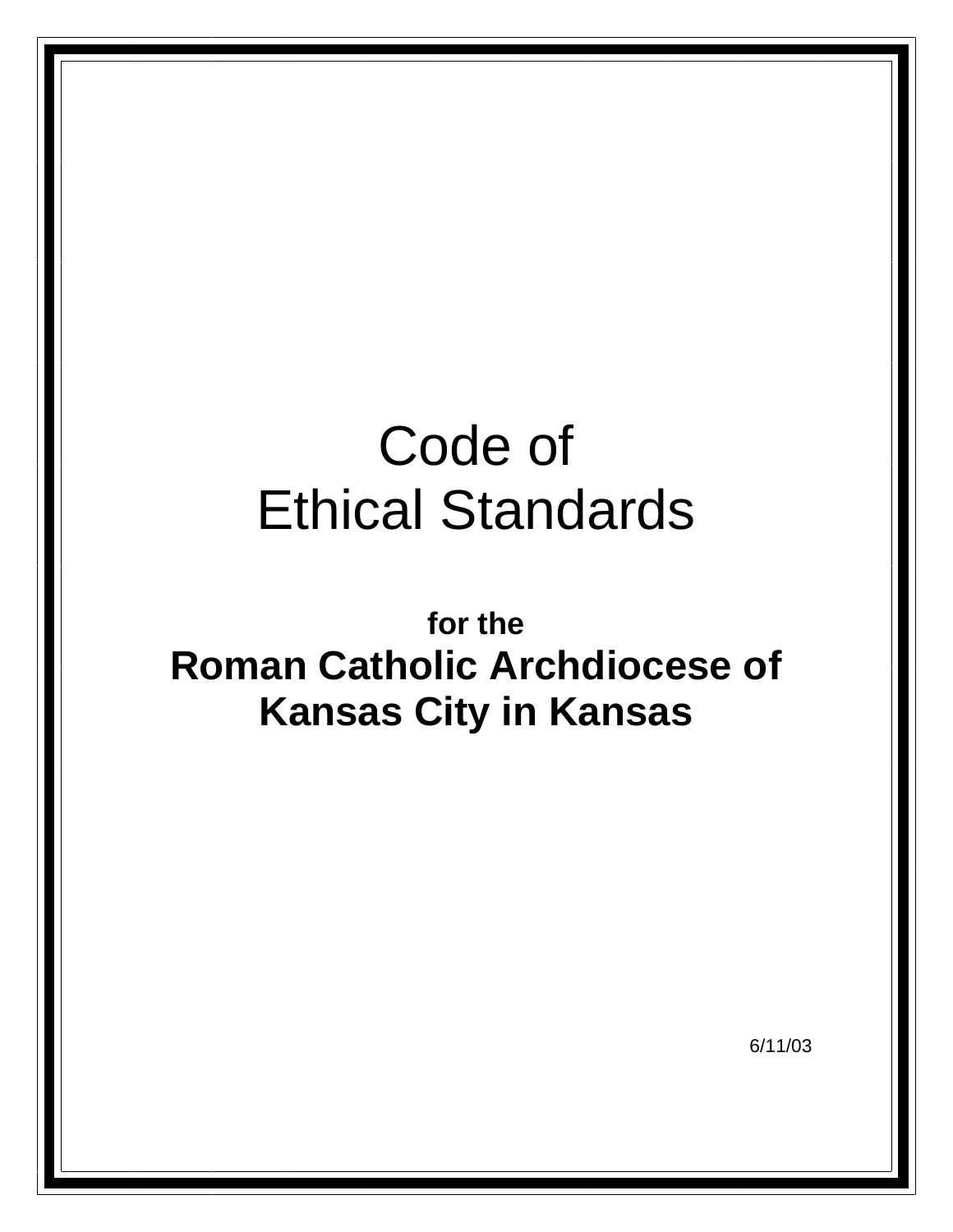# Code of Ethical Standards

**for the**

## Roman Catholic Archdiocese of Kansas City in Kansas

6/11/03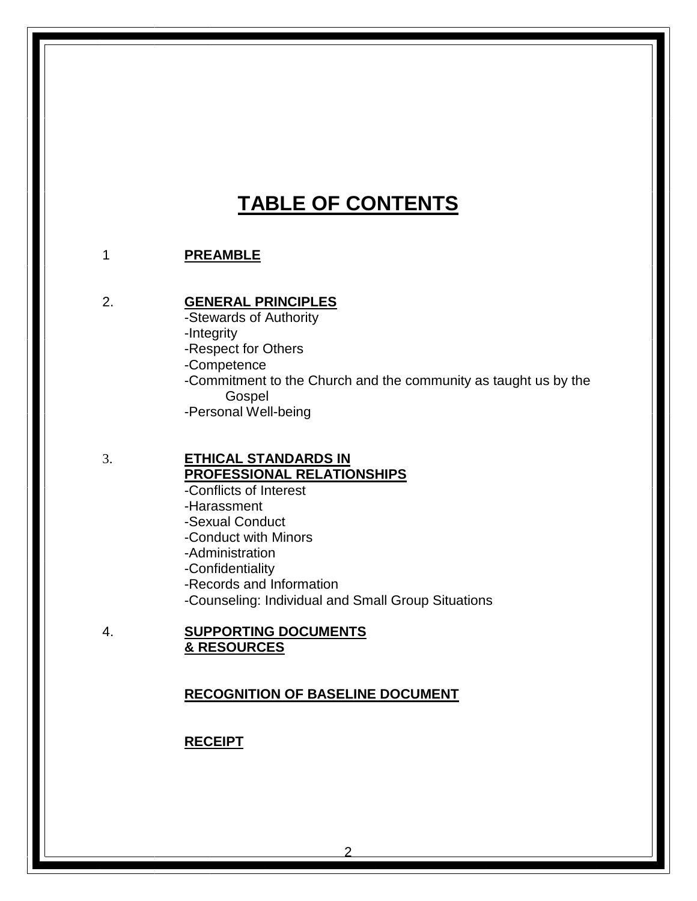# TABLE OF CONTENTS

1 **PREAMBLE**

2. **GENERAL PRINCIPLES**
   - -Stewards of Authority
   - -Integrity
   - -Respect for Others
   - -Competence
   - -Commitment to the Church and the community as taught us by the Gospel
   - -Personal Well-being

3. **ETHICAL STANDARDS IN PROFESSIONAL RELATIONSHIPS**
   - -Conflicts of Interest
   - -Harassment
   - -Sexual Conduct
   - -Conduct with Minors
   - -Administration
   - -Confidentiality
   - -Records and Information
   - -Counseling: Individual and Small Group Situations

4. **SUPPORTING DOCUMENTS & RESOURCES**

**RECOGNITION OF BASELINE DOCUMENT**

**RECEIPT**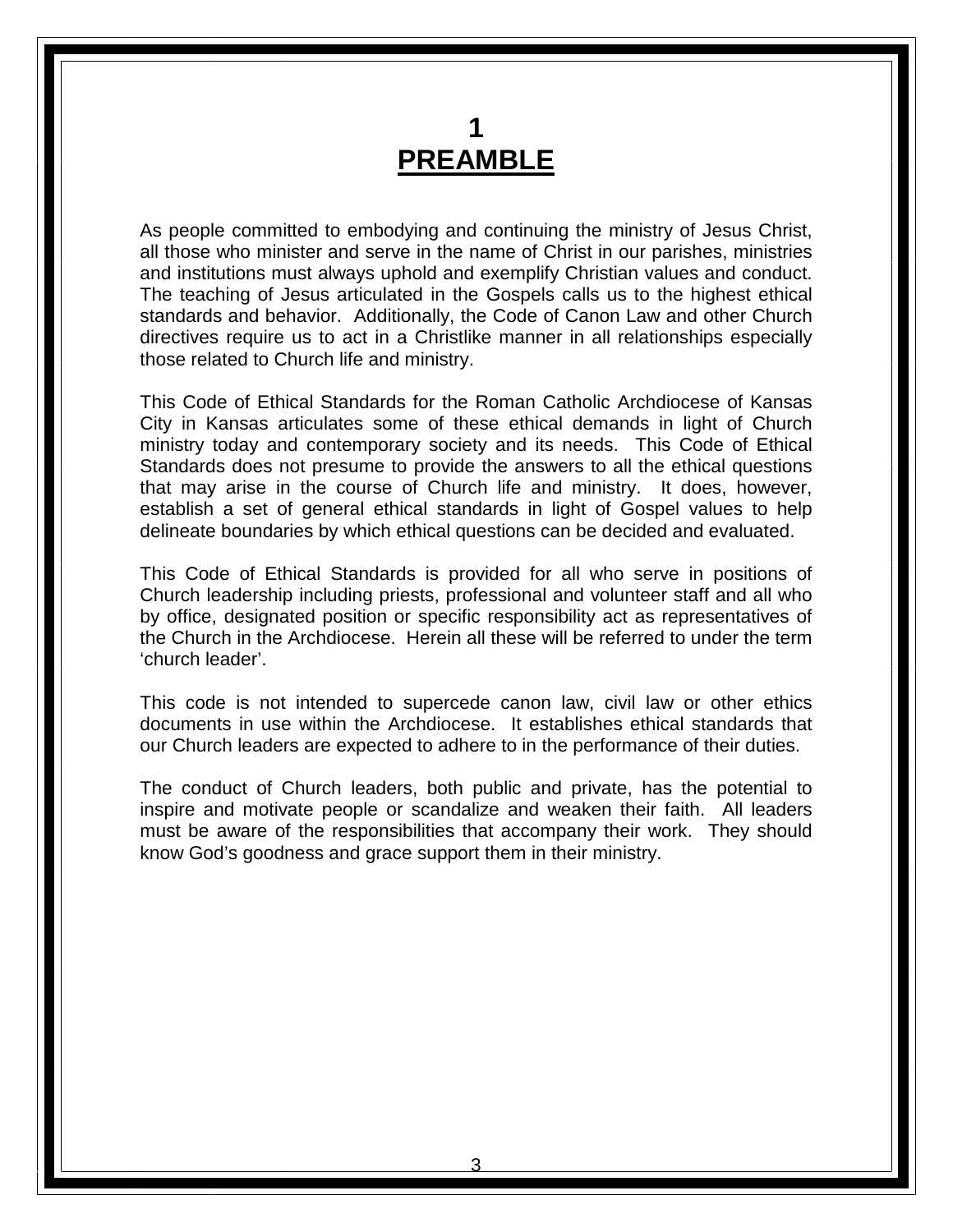# 1
# PREAMBLE

As people committed to embodying and continuing the ministry of Jesus Christ, all those who minister and serve in the name of Christ in our parishes, ministries and institutions must always uphold and exemplify Christian values and conduct. The teaching of Jesus articulated in the Gospels calls us to the highest ethical standards and behavior. Additionally, the Code of Canon Law and other Church directives require us to act in a Christlike manner in all relationships especially those related to Church life and ministry.

This Code of Ethical Standards for the Roman Catholic Archdiocese of Kansas City in Kansas articulates some of these ethical demands in light of Church ministry today and contemporary society and its needs. This Code of Ethical Standards does not presume to provide the answers to all the ethical questions that may arise in the course of Church life and ministry. It does, however, establish a set of general ethical standards in light of Gospel values to help delineate boundaries by which ethical questions can be decided and evaluated.

This Code of Ethical Standards is provided for all who serve in positions of Church leadership including priests, professional and volunteer staff and all who by office, designated position or specific responsibility act as representatives of the Church in the Archdiocese. Herein all these will be referred to under the term 'church leader'.

This code is not intended to supercede canon law, civil law or other ethics documents in use within the Archdiocese. It establishes ethical standards that our Church leaders are expected to adhere to in the performance of their duties.

The conduct of Church leaders, both public and private, has the potential to inspire and motivate people or scandalize and weaken their faith. All leaders must be aware of the responsibilities that accompany their work. They should know God's goodness and grace support them in their ministry.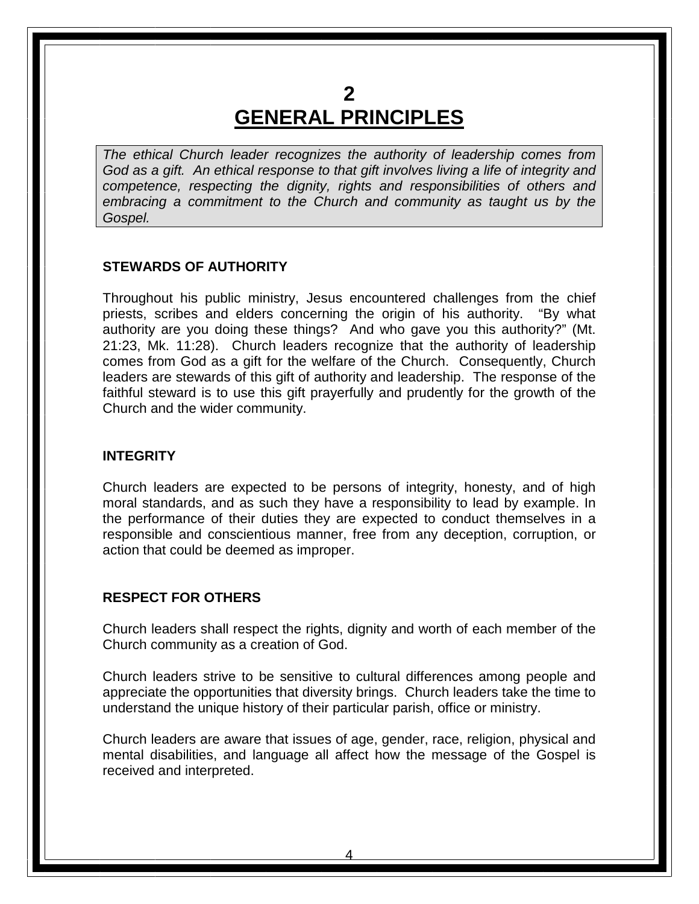# 2
# GENERAL PRINCIPLES

*The ethical Church leader recognizes the authority of leadership comes from God as a gift. An ethical response to that gift involves living a life of integrity and competence, respecting the dignity, rights and responsibilities of others and embracing a commitment to the Church and community as taught us by the Gospel.*

### STEWARDS OF AUTHORITY

Throughout his public ministry, Jesus encountered challenges from the chief priests, scribes and elders concerning the origin of his authority. "By what authority are you doing these things? And who gave you this authority?" (Mt. 21:23, Mk. 11:28). Church leaders recognize that the authority of leadership comes from God as a gift for the welfare of the Church. Consequently, Church leaders are stewards of this gift of authority and leadership. The response of the faithful steward is to use this gift prayerfully and prudently for the growth of the Church and the wider community.

### INTEGRITY

Church leaders are expected to be persons of integrity, honesty, and of high moral standards, and as such they have a responsibility to lead by example. In the performance of their duties they are expected to conduct themselves in a responsible and conscientious manner, free from any deception, corruption, or action that could be deemed as improper.

### RESPECT FOR OTHERS

Church leaders shall respect the rights, dignity and worth of each member of the Church community as a creation of God.

Church leaders strive to be sensitive to cultural differences among people and appreciate the opportunities that diversity brings. Church leaders take the time to understand the unique history of their particular parish, office or ministry.

Church leaders are aware that issues of age, gender, race, religion, physical and mental disabilities, and language all affect how the message of the Gospel is received and interpreted.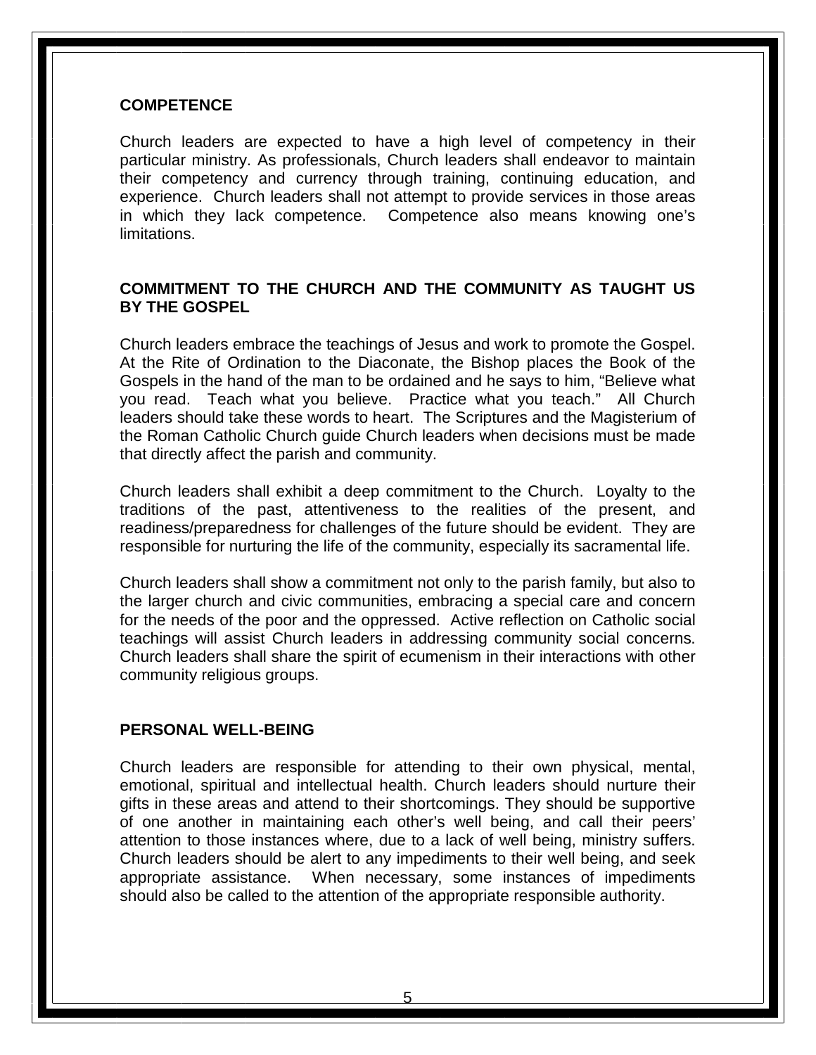## COMPETENCE

Church leaders are expected to have a high level of competency in their particular ministry. As professionals, Church leaders shall endeavor to maintain their competency and currency through training, continuing education, and experience. Church leaders shall not attempt to provide services in those areas in which they lack competence. Competence also means knowing one's limitations.

## COMMITMENT TO THE CHURCH AND THE COMMUNITY AS TAUGHT US BY THE GOSPEL

Church leaders embrace the teachings of Jesus and work to promote the Gospel. At the Rite of Ordination to the Diaconate, the Bishop places the Book of the Gospels in the hand of the man to be ordained and he says to him, "Believe what you read. Teach what you believe. Practice what you teach." All Church leaders should take these words to heart. The Scriptures and the Magisterium of the Roman Catholic Church guide Church leaders when decisions must be made that directly affect the parish and community.

Church leaders shall exhibit a deep commitment to the Church. Loyalty to the traditions of the past, attentiveness to the realities of the present, and readiness/preparedness for challenges of the future should be evident. They are responsible for nurturing the life of the community, especially its sacramental life.

Church leaders shall show a commitment not only to the parish family, but also to the larger church and civic communities, embracing a special care and concern for the needs of the poor and the oppressed. Active reflection on Catholic social teachings will assist Church leaders in addressing community social concerns. Church leaders shall share the spirit of ecumenism in their interactions with other community religious groups.

## PERSONAL WELL-BEING

Church leaders are responsible for attending to their own physical, mental, emotional, spiritual and intellectual health. Church leaders should nurture their gifts in these areas and attend to their shortcomings. They should be supportive of one another in maintaining each other's well being, and call their peers' attention to those instances where, due to a lack of well being, ministry suffers. Church leaders should be alert to any impediments to their well being, and seek appropriate assistance. When necessary, some instances of impediments should also be called to the attention of the appropriate responsible authority.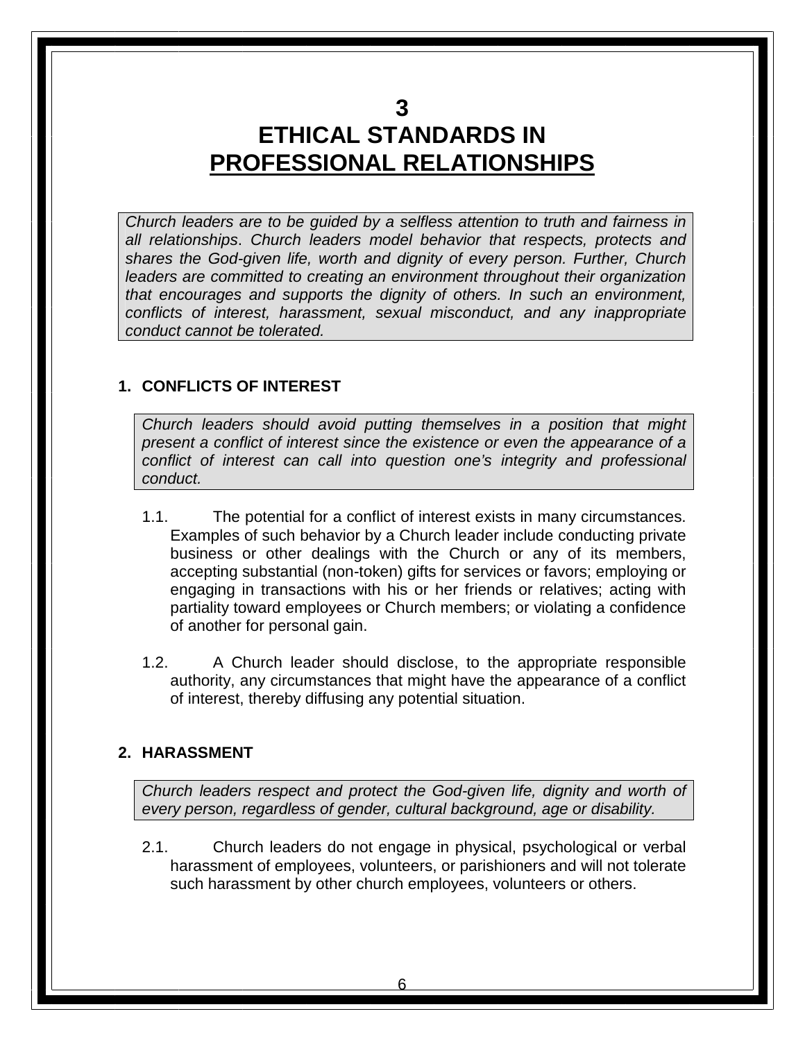# 3
# ETHICAL STANDARDS IN PROFESSIONAL RELATIONSHIPS

*Church leaders are to be guided by a selfless attention to truth and fairness in all relationships. Church leaders model behavior that respects, protects and shares the God-given life, worth and dignity of every person. Further, Church leaders are committed to creating an environment throughout their organization that encourages and supports the dignity of others. In such an environment, conflicts of interest, harassment, sexual misconduct, and any inappropriate conduct cannot be tolerated.*

## 1. CONFLICTS OF INTEREST

*Church leaders should avoid putting themselves in a position that might present a conflict of interest since the existence or even the appearance of a conflict of interest can call into question one's integrity and professional conduct.*

1.1. The potential for a conflict of interest exists in many circumstances. Examples of such behavior by a Church leader include conducting private business or other dealings with the Church or any of its members, accepting substantial (non-token) gifts for services or favors; employing or engaging in transactions with his or her friends or relatives; acting with partiality toward employees or Church members; or violating a confidence of another for personal gain.

1.2. A Church leader should disclose, to the appropriate responsible authority, any circumstances that might have the appearance of a conflict of interest, thereby diffusing any potential situation.

## 2. HARASSMENT

*Church leaders respect and protect the God-given life, dignity and worth of every person, regardless of gender, cultural background, age or disability.*

2.1. Church leaders do not engage in physical, psychological or verbal harassment of employees, volunteers, or parishioners and will not tolerate such harassment by other church employees, volunteers or others.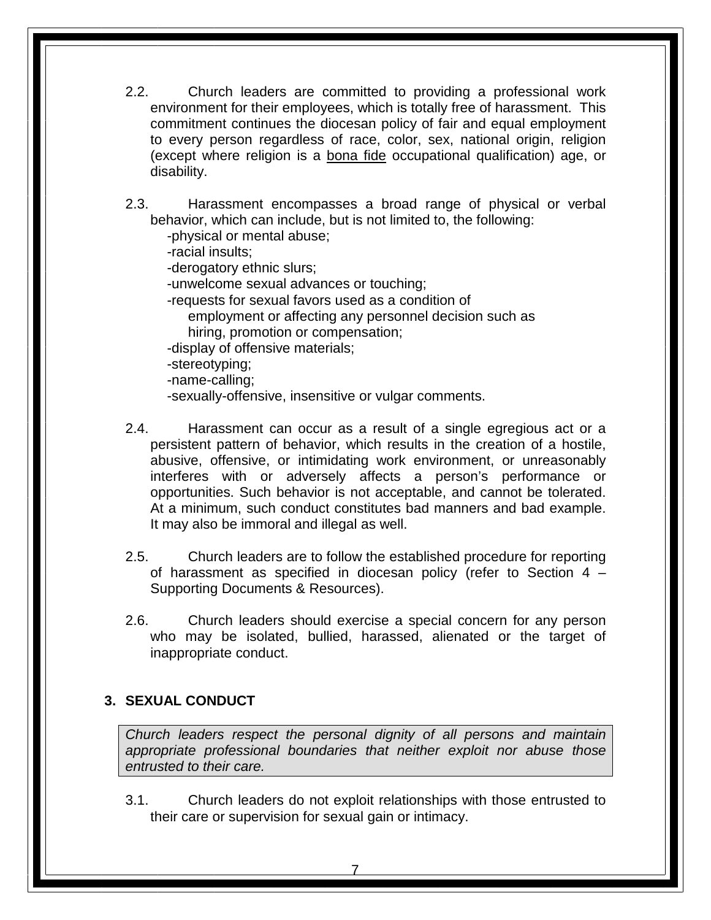2.2. Church leaders are committed to providing a professional work environment for their employees, which is totally free of harassment. This commitment continues the diocesan policy of fair and equal employment to every person regardless of race, color, sex, national origin, religion (except where religion is a <u>bona fide</u> occupational qualification) age, or disability.

2.3. Harassment encompasses a broad range of physical or verbal behavior, which can include, but is not limited to, the following:

- -physical or mental abuse;
- -racial insults;
- -derogatory ethnic slurs;
- -unwelcome sexual advances or touching;
- -requests for sexual favors used as a condition of employment or affecting any personnel decision such as hiring, promotion or compensation;
- -display of offensive materials;
- -stereotyping;
- -name-calling;
- -sexually-offensive, insensitive or vulgar comments.

2.4. Harassment can occur as a result of a single egregious act or a persistent pattern of behavior, which results in the creation of a hostile, abusive, offensive, or intimidating work environment, or unreasonably interferes with or adversely affects a person's performance or opportunities. Such behavior is not acceptable, and cannot be tolerated. At a minimum, such conduct constitutes bad manners and bad example. It may also be immoral and illegal as well.

2.5. Church leaders are to follow the established procedure for reporting of harassment as specified in diocesan policy (refer to Section 4 – Supporting Documents & Resources).

2.6. Church leaders should exercise a special concern for any person who may be isolated, bullied, harassed, alienated or the target of inappropriate conduct.

## 3. SEXUAL CONDUCT

*Church leaders respect the personal dignity of all persons and maintain appropriate professional boundaries that neither exploit nor abuse those entrusted to their care.*

3.1. Church leaders do not exploit relationships with those entrusted to their care or supervision for sexual gain or intimacy.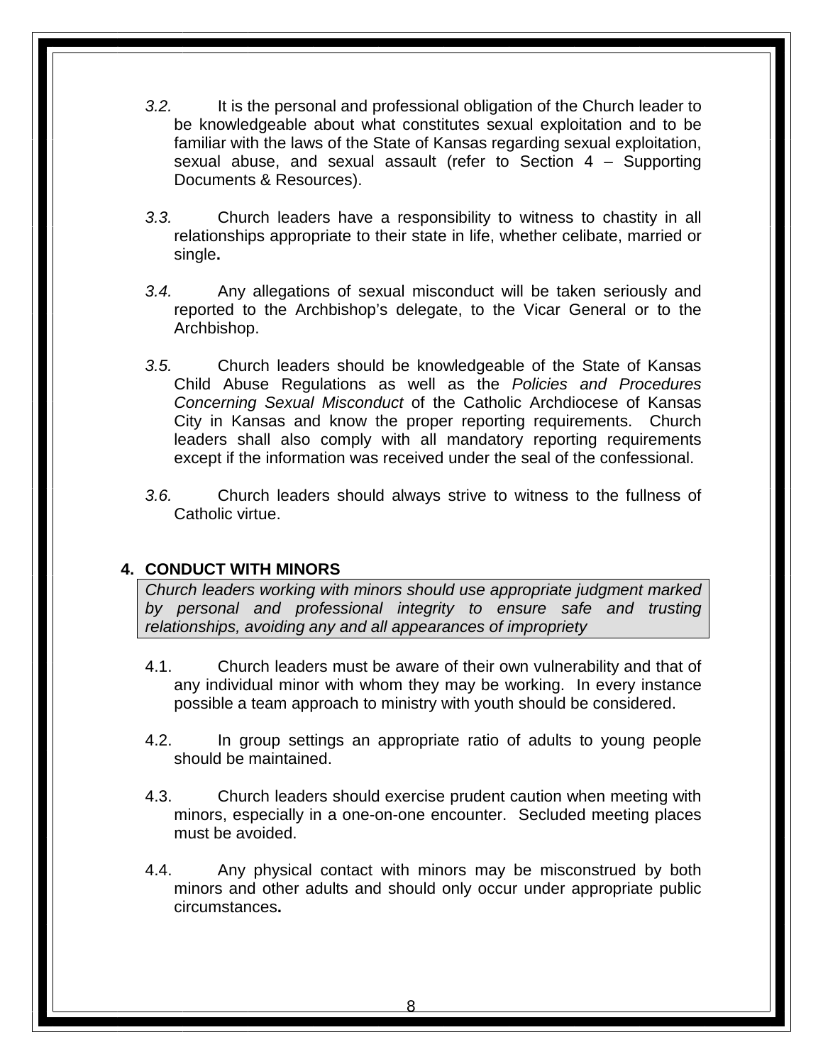*3.2.* It is the personal and professional obligation of the Church leader to be knowledgeable about what constitutes sexual exploitation and to be familiar with the laws of the State of Kansas regarding sexual exploitation, sexual abuse, and sexual assault (refer to Section 4 – Supporting Documents & Resources).

*3.3.* Church leaders have a responsibility to witness to chastity in all relationships appropriate to their state in life, whether celibate, married or single**.**

*3.4.* Any allegations of sexual misconduct will be taken seriously and reported to the Archbishop's delegate, to the Vicar General or to the Archbishop.

*3.5.* Church leaders should be knowledgeable of the State of Kansas Child Abuse Regulations as well as the *Policies and Procedures Concerning Sexual Misconduct* of the Catholic Archdiocese of Kansas City in Kansas and know the proper reporting requirements. Church leaders shall also comply with all mandatory reporting requirements except if the information was received under the seal of the confessional.

*3.6.* Church leaders should always strive to witness to the fullness of Catholic virtue.

## 4. CONDUCT WITH MINORS

*Church leaders working with minors should use appropriate judgment marked by personal and professional integrity to ensure safe and trusting relationships, avoiding any and all appearances of impropriety*

4.1. Church leaders must be aware of their own vulnerability and that of any individual minor with whom they may be working. In every instance possible a team approach to ministry with youth should be considered.

4.2. In group settings an appropriate ratio of adults to young people should be maintained.

4.3. Church leaders should exercise prudent caution when meeting with minors, especially in a one-on-one encounter. Secluded meeting places must be avoided.

4.4. Any physical contact with minors may be misconstrued by both minors and other adults and should only occur under appropriate public circumstances**.**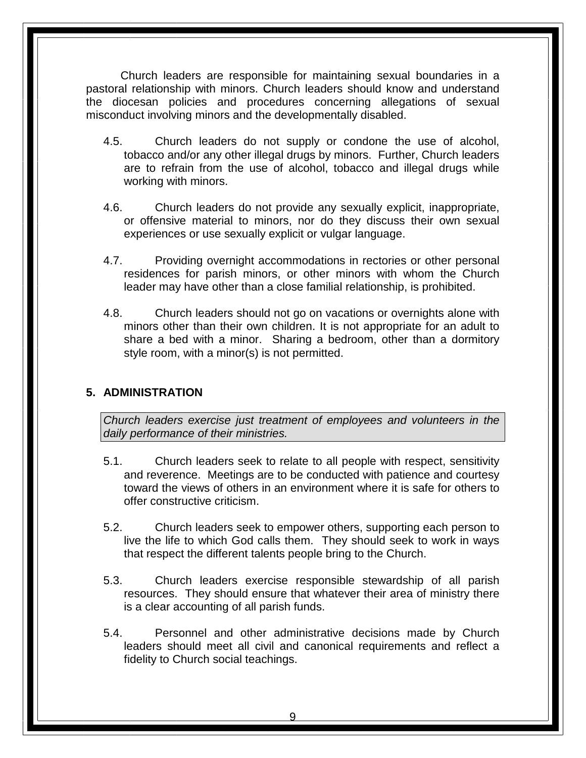Church leaders are responsible for maintaining sexual boundaries in a pastoral relationship with minors. Church leaders should know and understand the diocesan policies and procedures concerning allegations of sexual misconduct involving minors and the developmentally disabled.

4.5. Church leaders do not supply or condone the use of alcohol, tobacco and/or any other illegal drugs by minors. Further, Church leaders are to refrain from the use of alcohol, tobacco and illegal drugs while working with minors.

4.6. Church leaders do not provide any sexually explicit, inappropriate, or offensive material to minors, nor do they discuss their own sexual experiences or use sexually explicit or vulgar language.

4.7. Providing overnight accommodations in rectories or other personal residences for parish minors, or other minors with whom the Church leader may have other than a close familial relationship, is prohibited.

4.8. Church leaders should not go on vacations or overnights alone with minors other than their own children. It is not appropriate for an adult to share a bed with a minor. Sharing a bedroom, other than a dormitory style room, with a minor(s) is not permitted.

## 5. ADMINISTRATION

*Church leaders exercise just treatment of employees and volunteers in the daily performance of their ministries.*

5.1. Church leaders seek to relate to all people with respect, sensitivity and reverence. Meetings are to be conducted with patience and courtesy toward the views of others in an environment where it is safe for others to offer constructive criticism.

5.2. Church leaders seek to empower others, supporting each person to live the life to which God calls them. They should seek to work in ways that respect the different talents people bring to the Church.

5.3. Church leaders exercise responsible stewardship of all parish resources. They should ensure that whatever their area of ministry there is a clear accounting of all parish funds.

5.4. Personnel and other administrative decisions made by Church leaders should meet all civil and canonical requirements and reflect a fidelity to Church social teachings.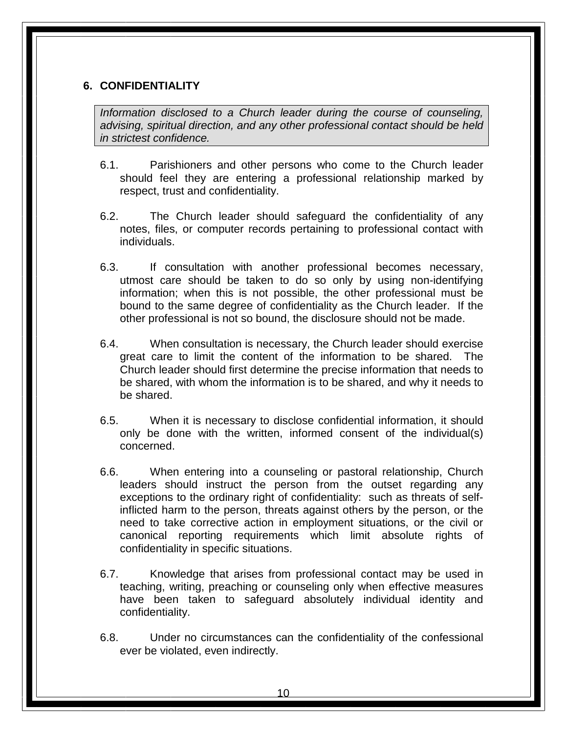## 6. CONFIDENTIALITY

> *Information disclosed to a Church leader during the course of counseling, advising, spiritual direction, and any other professional contact should be held in strictest confidence.*

6.1. Parishioners and other persons who come to the Church leader should feel they are entering a professional relationship marked by respect, trust and confidentiality.

6.2. The Church leader should safeguard the confidentiality of any notes, files, or computer records pertaining to professional contact with individuals.

6.3. If consultation with another professional becomes necessary, utmost care should be taken to do so only by using non-identifying information; when this is not possible, the other professional must be bound to the same degree of confidentiality as the Church leader. If the other professional is not so bound, the disclosure should not be made.

6.4. When consultation is necessary, the Church leader should exercise great care to limit the content of the information to be shared. The Church leader should first determine the precise information that needs to be shared, with whom the information is to be shared, and why it needs to be shared.

6.5. When it is necessary to disclose confidential information, it should only be done with the written, informed consent of the individual(s) concerned.

6.6. When entering into a counseling or pastoral relationship, Church leaders should instruct the person from the outset regarding any exceptions to the ordinary right of confidentiality: such as threats of self-inflicted harm to the person, threats against others by the person, or the need to take corrective action in employment situations, or the civil or canonical reporting requirements which limit absolute rights of confidentiality in specific situations.

6.7. Knowledge that arises from professional contact may be used in teaching, writing, preaching or counseling only when effective measures have been taken to safeguard absolutely individual identity and confidentiality.

6.8. Under no circumstances can the confidentiality of the confessional ever be violated, even indirectly.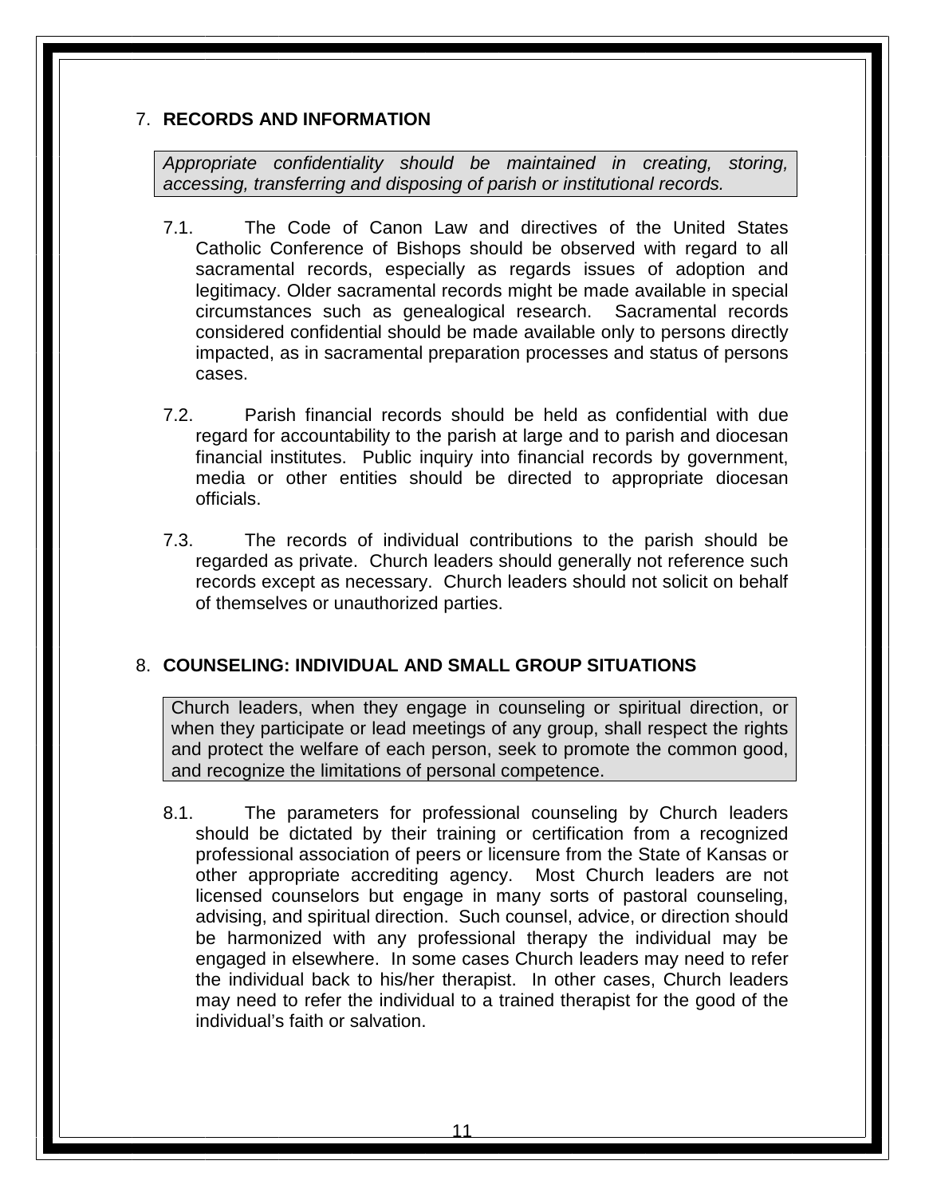## 7. RECORDS AND INFORMATION

*Appropriate confidentiality should be maintained in creating, storing, accessing, transferring and disposing of parish or institutional records.*

7.1. The Code of Canon Law and directives of the United States Catholic Conference of Bishops should be observed with regard to all sacramental records, especially as regards issues of adoption and legitimacy. Older sacramental records might be made available in special circumstances such as genealogical research. Sacramental records considered confidential should be made available only to persons directly impacted, as in sacramental preparation processes and status of persons cases.

7.2. Parish financial records should be held as confidential with due regard for accountability to the parish at large and to parish and diocesan financial institutes. Public inquiry into financial records by government, media or other entities should be directed to appropriate diocesan officials.

7.3. The records of individual contributions to the parish should be regarded as private. Church leaders should generally not reference such records except as necessary. Church leaders should not solicit on behalf of themselves or unauthorized parties.

## 8. COUNSELING: INDIVIDUAL AND SMALL GROUP SITUATIONS

Church leaders, when they engage in counseling or spiritual direction, or when they participate or lead meetings of any group, shall respect the rights and protect the welfare of each person, seek to promote the common good, and recognize the limitations of personal competence.

8.1. The parameters for professional counseling by Church leaders should be dictated by their training or certification from a recognized professional association of peers or licensure from the State of Kansas or other appropriate accrediting agency. Most Church leaders are not licensed counselors but engage in many sorts of pastoral counseling, advising, and spiritual direction. Such counsel, advice, or direction should be harmonized with any professional therapy the individual may be engaged in elsewhere. In some cases Church leaders may need to refer the individual back to his/her therapist. In other cases, Church leaders may need to refer the individual to a trained therapist for the good of the individual's faith or salvation.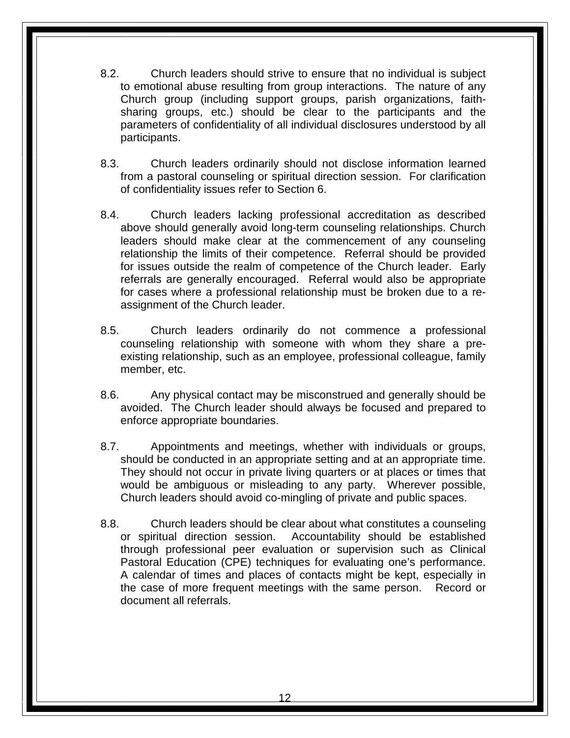8.2. Church leaders should strive to ensure that no individual is subject to emotional abuse resulting from group interactions. The nature of any Church group (including support groups, parish organizations, faith-sharing groups, etc.) should be clear to the participants and the parameters of confidentiality of all individual disclosures understood by all participants.

8.3. Church leaders ordinarily should not disclose information learned from a pastoral counseling or spiritual direction session. For clarification of confidentiality issues refer to Section 6.

8.4. Church leaders lacking professional accreditation as described above should generally avoid long-term counseling relationships. Church leaders should make clear at the commencement of any counseling relationship the limits of their competence. Referral should be provided for issues outside the realm of competence of the Church leader. Early referrals are generally encouraged. Referral would also be appropriate for cases where a professional relationship must be broken due to a re-assignment of the Church leader.

8.5. Church leaders ordinarily do not commence a professional counseling relationship with someone with whom they share a pre-existing relationship, such as an employee, professional colleague, family member, etc.

8.6. Any physical contact may be misconstrued and generally should be avoided. The Church leader should always be focused and prepared to enforce appropriate boundaries.

8.7. Appointments and meetings, whether with individuals or groups, should be conducted in an appropriate setting and at an appropriate time. They should not occur in private living quarters or at places or times that would be ambiguous or misleading to any party. Wherever possible, Church leaders should avoid co-mingling of private and public spaces.

8.8. Church leaders should be clear about what constitutes a counseling or spiritual direction session. Accountability should be established through professional peer evaluation or supervision such as Clinical Pastoral Education (CPE) techniques for evaluating one's performance. A calendar of times and places of contacts might be kept, especially in the case of more frequent meetings with the same person. Record or document all referrals.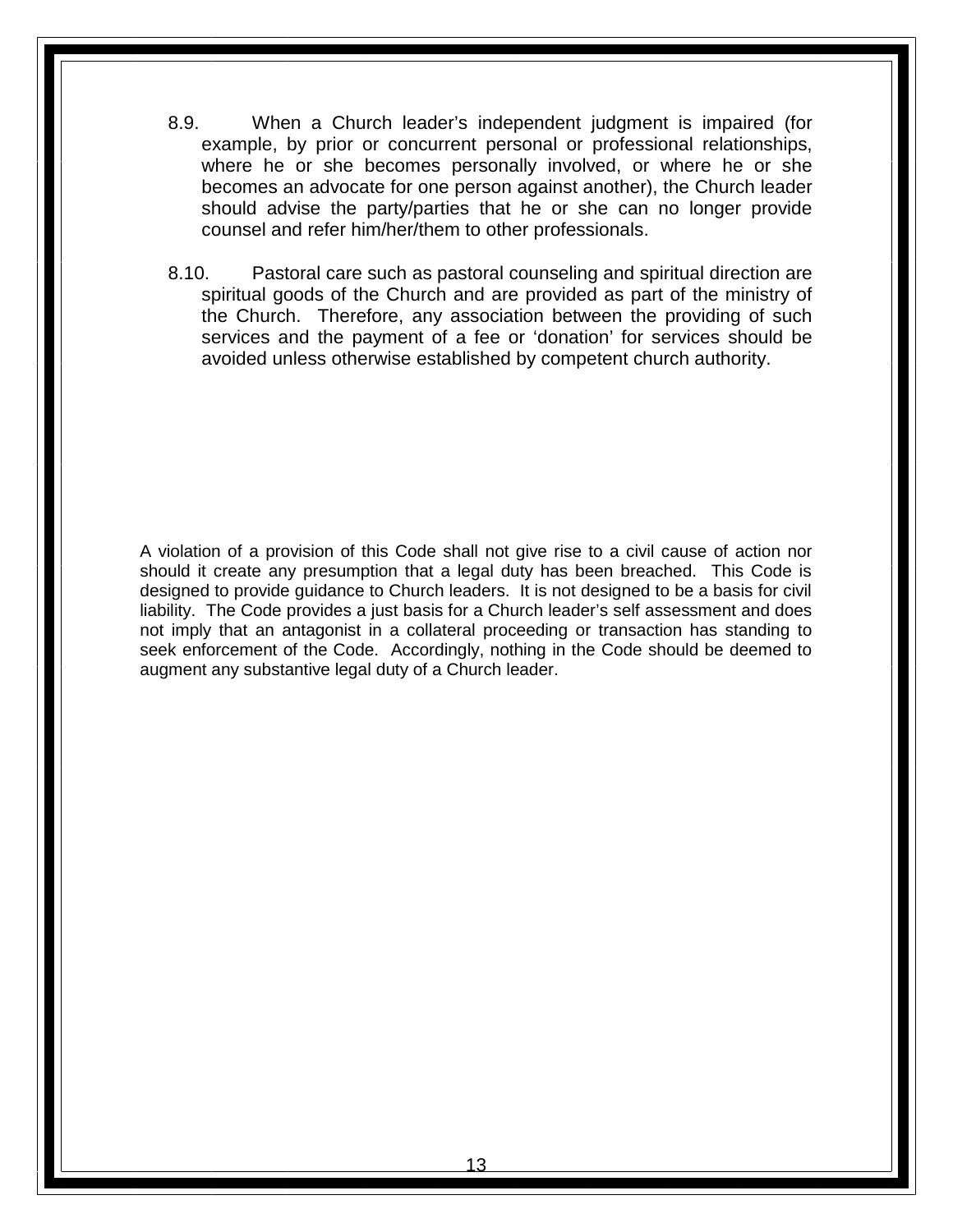8.9. When a Church leader's independent judgment is impaired (for example, by prior or concurrent personal or professional relationships, where he or she becomes personally involved, or where he or she becomes an advocate for one person against another), the Church leader should advise the party/parties that he or she can no longer provide counsel and refer him/her/them to other professionals.

8.10. Pastoral care such as pastoral counseling and spiritual direction are spiritual goods of the Church and are provided as part of the ministry of the Church. Therefore, any association between the providing of such services and the payment of a fee or 'donation' for services should be avoided unless otherwise established by competent church authority.

A violation of a provision of this Code shall not give rise to a civil cause of action nor should it create any presumption that a legal duty has been breached. This Code is designed to provide guidance to Church leaders. It is not designed to be a basis for civil liability. The Code provides a just basis for a Church leader's self assessment and does not imply that an antagonist in a collateral proceeding or transaction has standing to seek enforcement of the Code. Accordingly, nothing in the Code should be deemed to augment any substantive legal duty of a Church leader.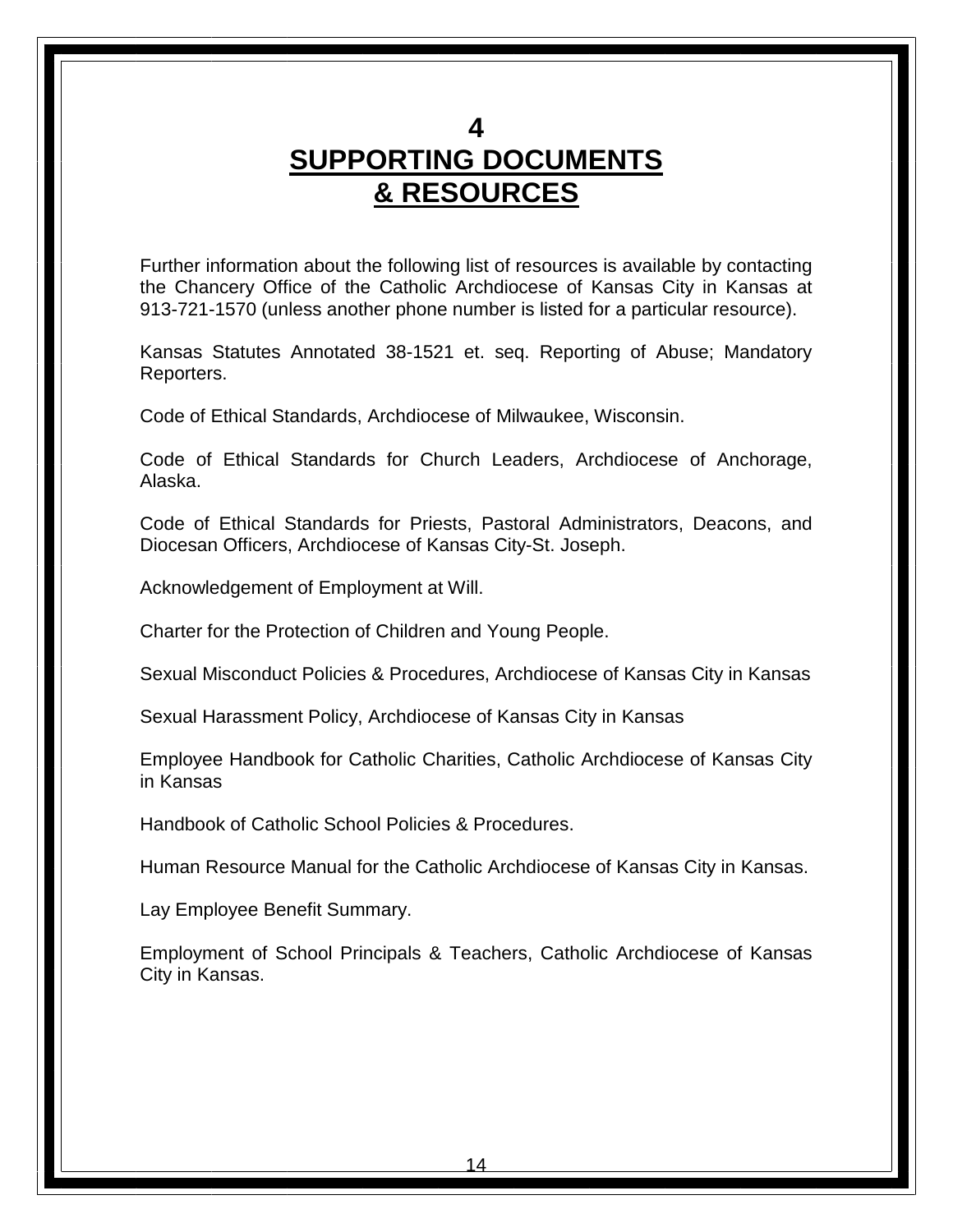# 4
# SUPPORTING DOCUMENTS & RESOURCES

Further information about the following list of resources is available by contacting the Chancery Office of the Catholic Archdiocese of Kansas City in Kansas at 913-721-1570 (unless another phone number is listed for a particular resource).

Kansas Statutes Annotated 38-1521 et. seq. Reporting of Abuse; Mandatory Reporters.

Code of Ethical Standards, Archdiocese of Milwaukee, Wisconsin.

Code of Ethical Standards for Church Leaders, Archdiocese of Anchorage, Alaska.

Code of Ethical Standards for Priests, Pastoral Administrators, Deacons, and Diocesan Officers, Archdiocese of Kansas City-St. Joseph.

Acknowledgement of Employment at Will.

Charter for the Protection of Children and Young People.

Sexual Misconduct Policies & Procedures, Archdiocese of Kansas City in Kansas

Sexual Harassment Policy, Archdiocese of Kansas City in Kansas

Employee Handbook for Catholic Charities, Catholic Archdiocese of Kansas City in Kansas

Handbook of Catholic School Policies & Procedures.

Human Resource Manual for the Catholic Archdiocese of Kansas City in Kansas.

Lay Employee Benefit Summary.

Employment of School Principals & Teachers, Catholic Archdiocese of Kansas City in Kansas.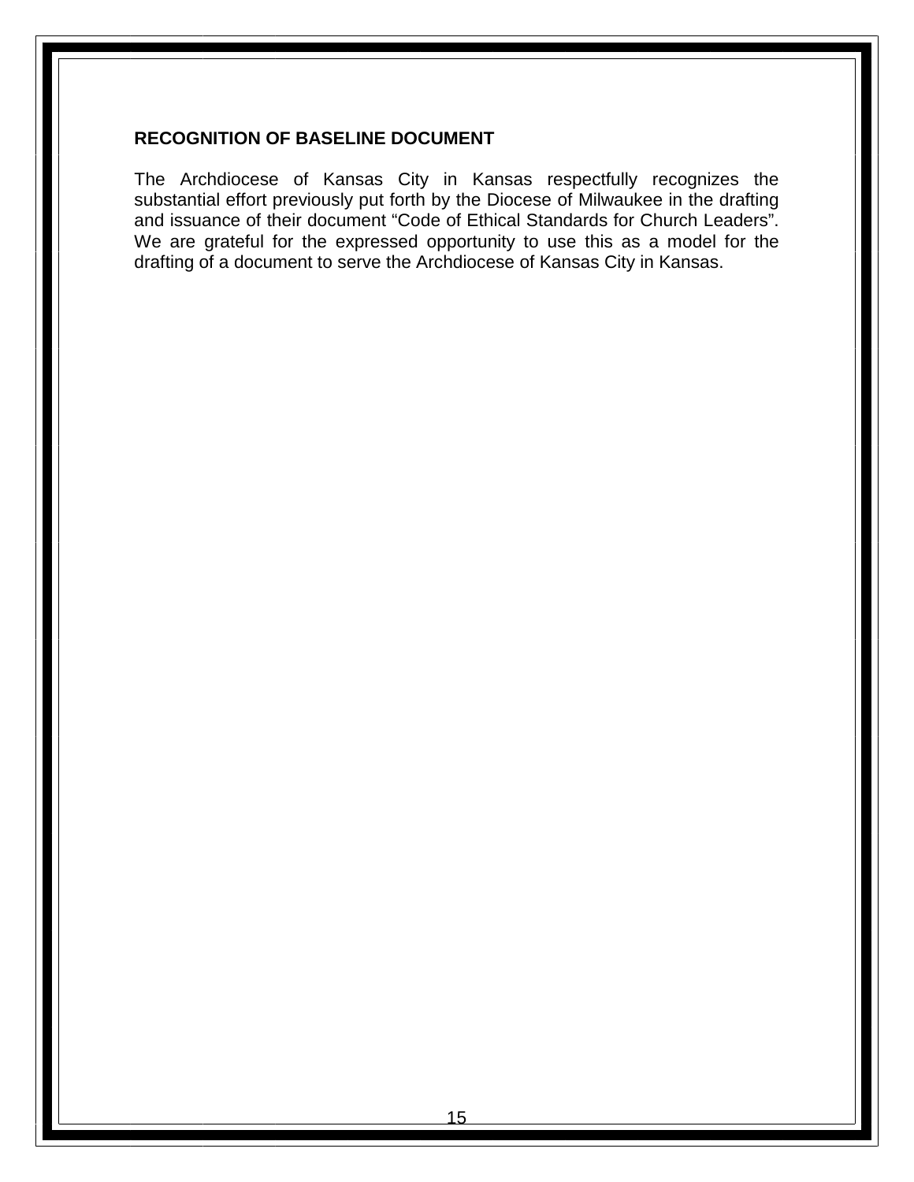## RECOGNITION OF BASELINE DOCUMENT

The Archdiocese of Kansas City in Kansas respectfully recognizes the substantial effort previously put forth by the Diocese of Milwaukee in the drafting and issuance of their document "Code of Ethical Standards for Church Leaders". We are grateful for the expressed opportunity to use this as a model for the drafting of a document to serve the Archdiocese of Kansas City in Kansas.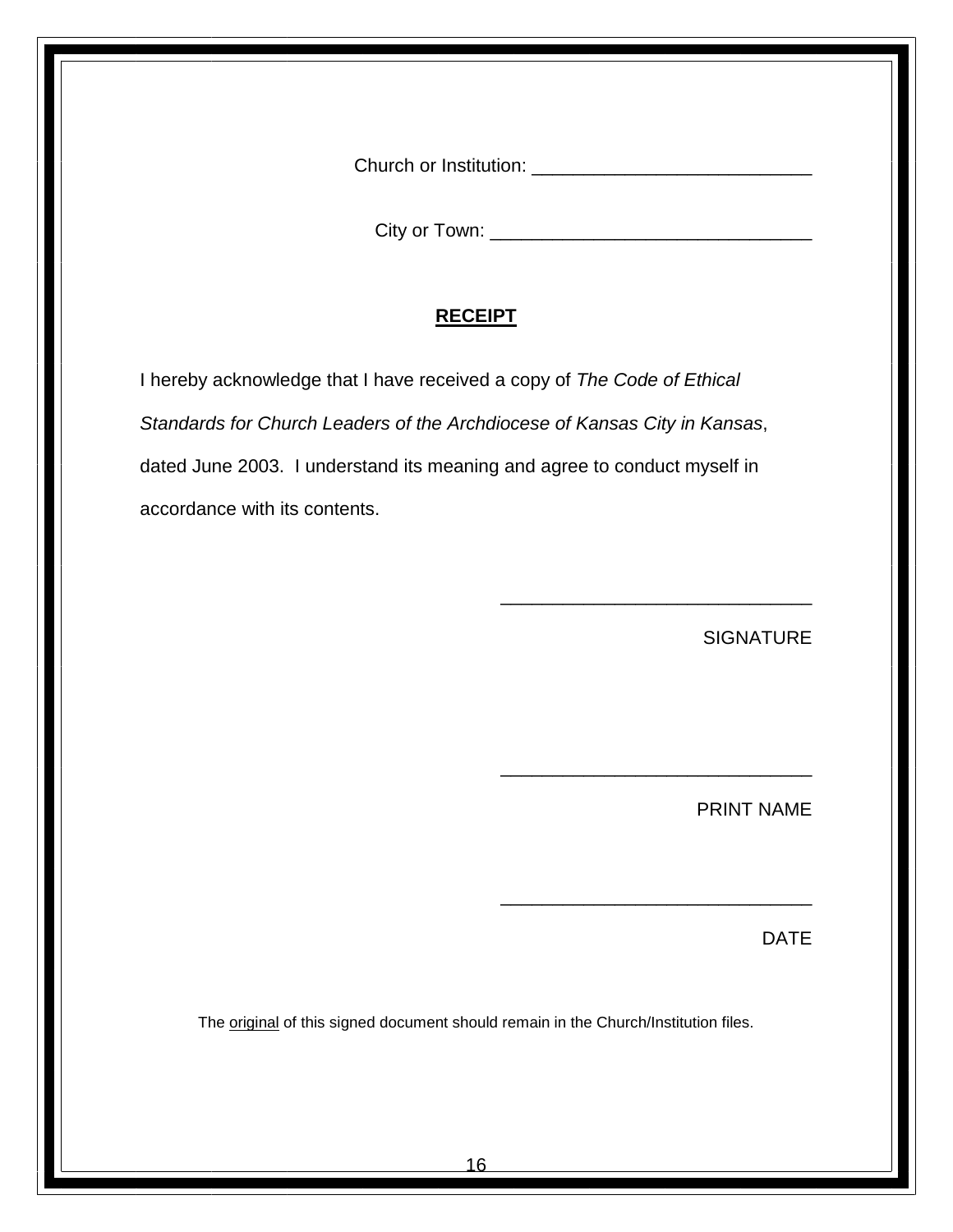Church or Institution: ___________________________

City or Town: _______________________________

**RECEIPT**

I hereby acknowledge that I have received a copy of *The Code of Ethical Standards for Church Leaders of the Archdiocese of Kansas City in Kansas*, dated June 2003. I understand its meaning and agree to conduct myself in accordance with its contents.

_____________________________

SIGNATURE

_____________________________

PRINT NAME

_____________________________

DATE

The original of this signed document should remain in the Church/Institution files.